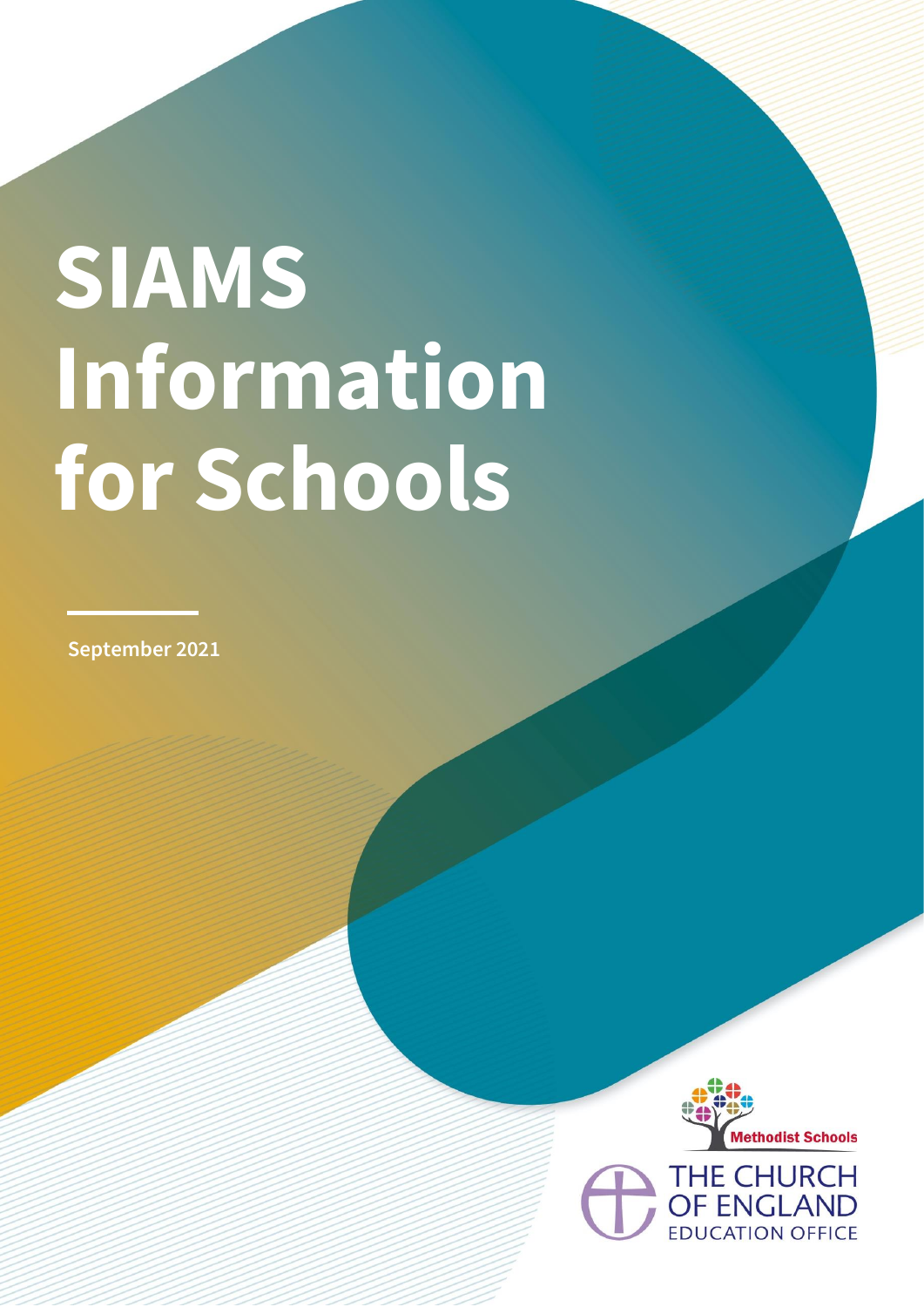# SIAMS Information for Schools

September 2021

Methodist Schools

THE CHURCH OF ENGLAND EDUCATION OFFICE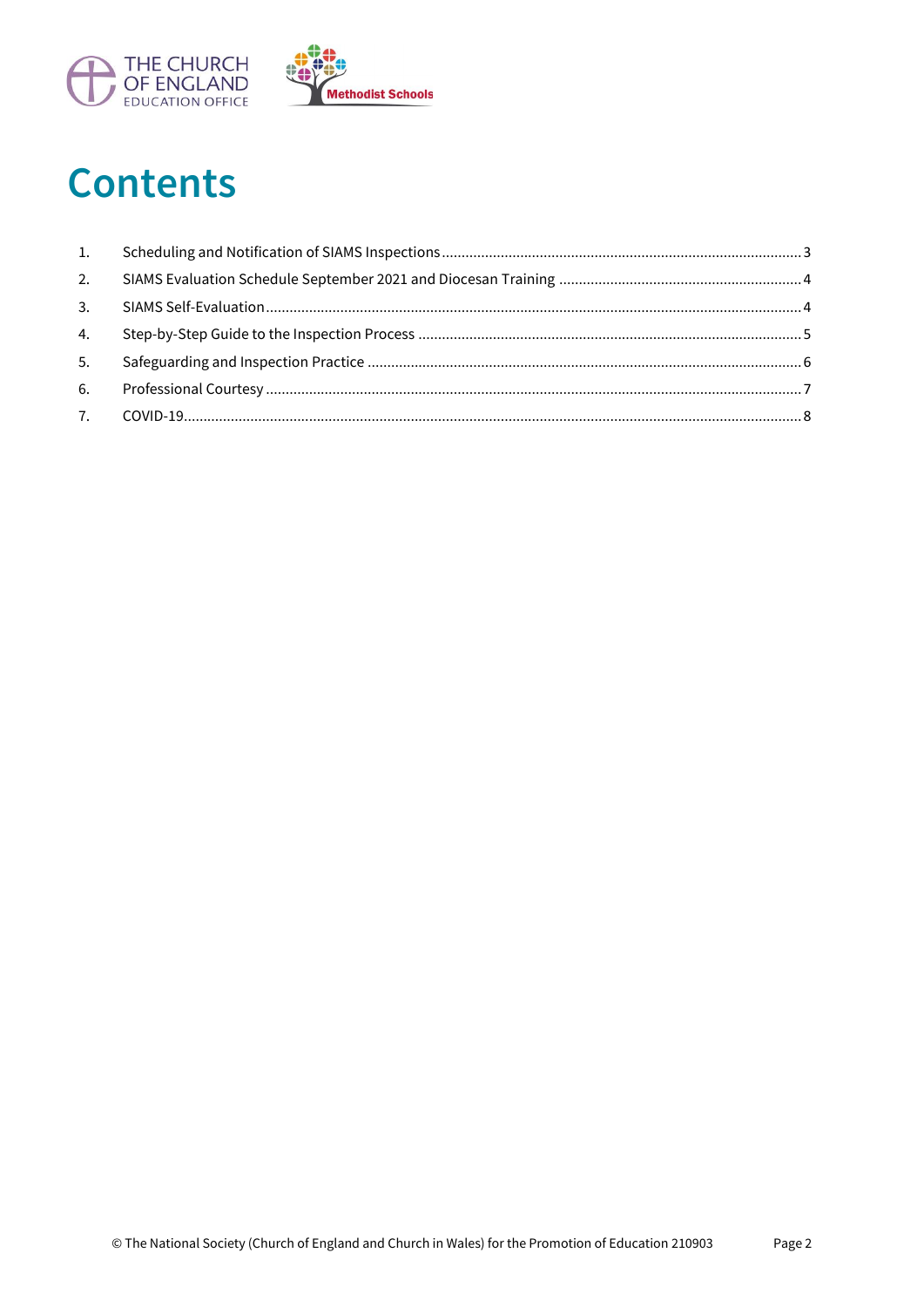# Contents

1. Scheduling and Notification of SIAMS Inspections ........ 3
2. SIAMS Evaluation Schedule September 2021 and Diocesan Training ........ 4
3. SIAMS Self-Evaluation ........ 4
4. Step-by-Step Guide to the Inspection Process ........ 5
5. Safeguarding and Inspection Practice ........ 6
6. Professional Courtesy ........ 7
7. COVID-19 ........ 8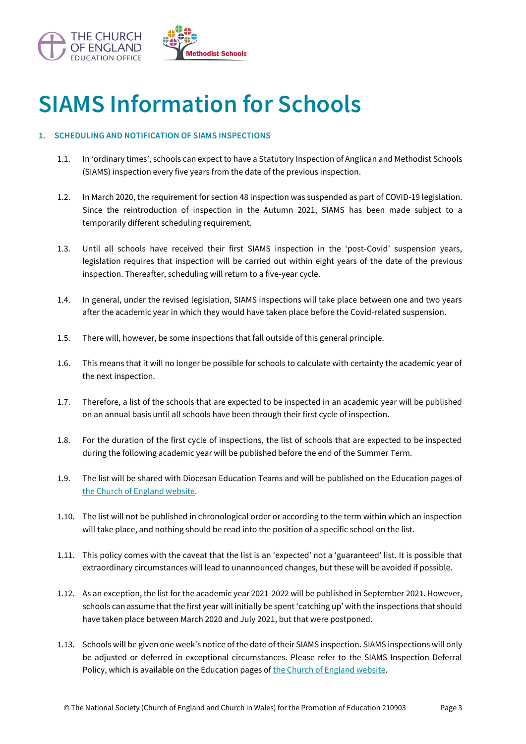# SIAMS Information for Schools

## 1. SCHEDULING AND NOTIFICATION OF SIAMS INSPECTIONS

1.1. In 'ordinary times', schools can expect to have a Statutory Inspection of Anglican and Methodist Schools (SIAMS) inspection every five years from the date of the previous inspection.

1.2. In March 2020, the requirement for section 48 inspection was suspended as part of COVID-19 legislation. Since the reintroduction of inspection in the Autumn 2021, SIAMS has been made subject to a temporarily different scheduling requirement.

1.3. Until all schools have received their first SIAMS inspection in the 'post-Covid' suspension years, legislation requires that inspection will be carried out within eight years of the date of the previous inspection. Thereafter, scheduling will return to a five-year cycle.

1.4. In general, under the revised legislation, SIAMS inspections will take place between one and two years after the academic year in which they would have taken place before the Covid-related suspension.

1.5. There will, however, be some inspections that fall outside of this general principle.

1.6. This means that it will no longer be possible for schools to calculate with certainty the academic year of the next inspection.

1.7. Therefore, a list of the schools that are expected to be inspected in an academic year will be published on an annual basis until all schools have been through their first cycle of inspection.

1.8. For the duration of the first cycle of inspections, the list of schools that are expected to be inspected during the following academic year will be published before the end of the Summer Term.

1.9. The list will be shared with Diocesan Education Teams and will be published on the Education pages of [the Church of England website](#).

1.10. The list will not be published in chronological order or according to the term within which an inspection will take place, and nothing should be read into the position of a specific school on the list.

1.11. This policy comes with the caveat that the list is an 'expected' not a 'guaranteed' list. It is possible that extraordinary circumstances will lead to unannounced changes, but these will be avoided if possible.

1.12. As an exception, the list for the academic year 2021-2022 will be published in September 2021. However, schools can assume that the first year will initially be spent 'catching up' with the inspections that should have taken place between March 2020 and July 2021, but that were postponed.

1.13. Schools will be given one week's notice of the date of their SIAMS inspection. SIAMS inspections will only be adjusted or deferred in exceptional circumstances. Please refer to the SIAMS Inspection Deferral Policy, which is available on the Education pages of [the Church of England website](#).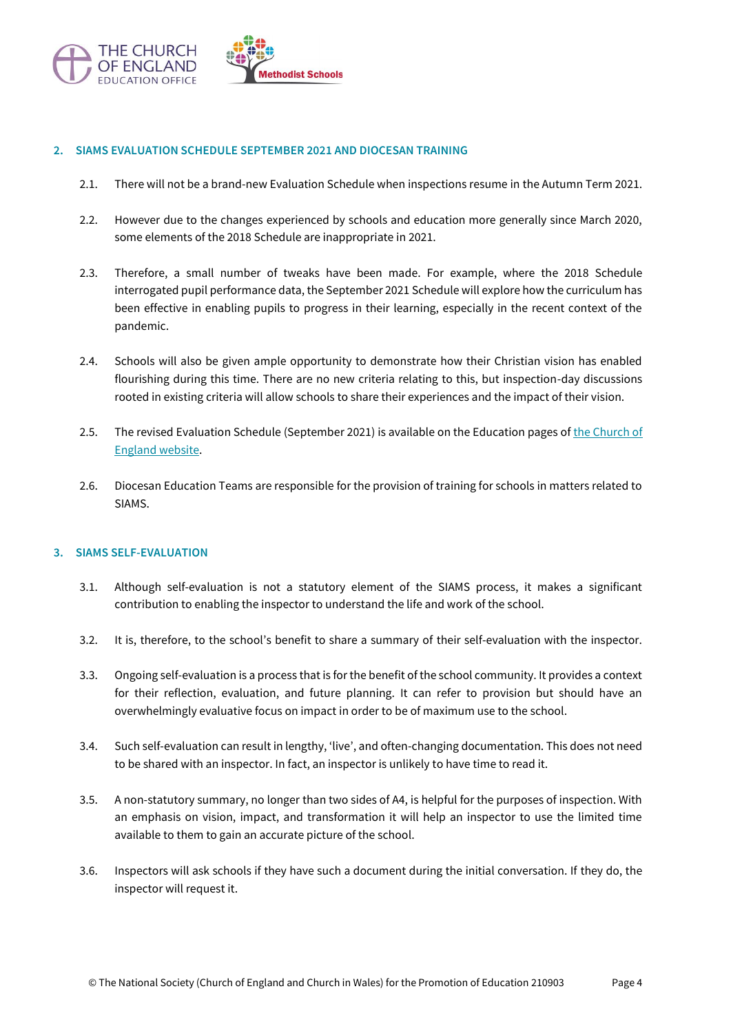## 2. SIAMS EVALUATION SCHEDULE SEPTEMBER 2021 AND DIOCESAN TRAINING

2.1. There will not be a brand-new Evaluation Schedule when inspections resume in the Autumn Term 2021.

2.2. However due to the changes experienced by schools and education more generally since March 2020, some elements of the 2018 Schedule are inappropriate in 2021.

2.3. Therefore, a small number of tweaks have been made. For example, where the 2018 Schedule interrogated pupil performance data, the September 2021 Schedule will explore how the curriculum has been effective in enabling pupils to progress in their learning, especially in the recent context of the pandemic.

2.4. Schools will also be given ample opportunity to demonstrate how their Christian vision has enabled flourishing during this time. There are no new criteria relating to this, but inspection-day discussions rooted in existing criteria will allow schools to share their experiences and the impact of their vision.

2.5. The revised Evaluation Schedule (September 2021) is available on the Education pages of the Church of England website.

2.6. Diocesan Education Teams are responsible for the provision of training for schools in matters related to SIAMS.

## 3. SIAMS SELF-EVALUATION

3.1. Although self-evaluation is not a statutory element of the SIAMS process, it makes a significant contribution to enabling the inspector to understand the life and work of the school.

3.2. It is, therefore, to the school's benefit to share a summary of their self-evaluation with the inspector.

3.3. Ongoing self-evaluation is a process that is for the benefit of the school community. It provides a context for their reflection, evaluation, and future planning. It can refer to provision but should have an overwhelmingly evaluative focus on impact in order to be of maximum use to the school.

3.4. Such self-evaluation can result in lengthy, 'live', and often-changing documentation. This does not need to be shared with an inspector. In fact, an inspector is unlikely to have time to read it.

3.5. A non-statutory summary, no longer than two sides of A4, is helpful for the purposes of inspection. With an emphasis on vision, impact, and transformation it will help an inspector to use the limited time available to them to gain an accurate picture of the school.

3.6. Inspectors will ask schools if they have such a document during the initial conversation. If they do, the inspector will request it.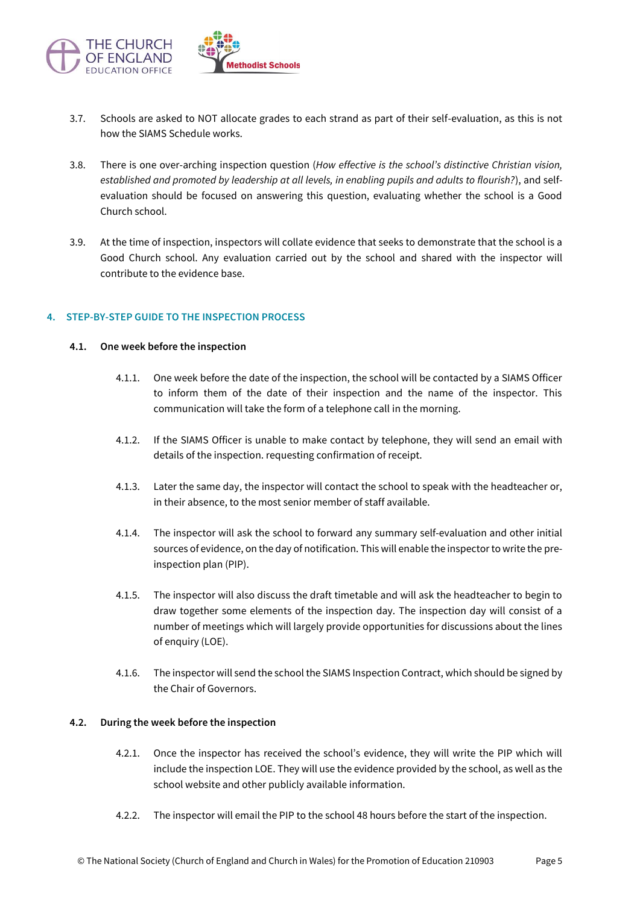3.7. Schools are asked to NOT allocate grades to each strand as part of their self-evaluation, as this is not how the SIAMS Schedule works.

3.8. There is one over-arching inspection question (*How effective is the school's distinctive Christian vision, established and promoted by leadership at all levels, in enabling pupils and adults to flourish?*), and self-evaluation should be focused on answering this question, evaluating whether the school is a Good Church school.

3.9. At the time of inspection, inspectors will collate evidence that seeks to demonstrate that the school is a Good Church school. Any evaluation carried out by the school and shared with the inspector will contribute to the evidence base.

## 4. STEP-BY-STEP GUIDE TO THE INSPECTION PROCESS

### 4.1. One week before the inspection

4.1.1. One week before the date of the inspection, the school will be contacted by a SIAMS Officer to inform them of the date of their inspection and the name of the inspector. This communication will take the form of a telephone call in the morning.

4.1.2. If the SIAMS Officer is unable to make contact by telephone, they will send an email with details of the inspection. requesting confirmation of receipt.

4.1.3. Later the same day, the inspector will contact the school to speak with the headteacher or, in their absence, to the most senior member of staff available.

4.1.4. The inspector will ask the school to forward any summary self-evaluation and other initial sources of evidence, on the day of notification. This will enable the inspector to write the pre-inspection plan (PIP).

4.1.5. The inspector will also discuss the draft timetable and will ask the headteacher to begin to draw together some elements of the inspection day. The inspection day will consist of a number of meetings which will largely provide opportunities for discussions about the lines of enquiry (LOE).

4.1.6. The inspector will send the school the SIAMS Inspection Contract, which should be signed by the Chair of Governors.

### 4.2. During the week before the inspection

4.2.1. Once the inspector has received the school's evidence, they will write the PIP which will include the inspection LOE. They will use the evidence provided by the school, as well as the school website and other publicly available information.

4.2.2. The inspector will email the PIP to the school 48 hours before the start of the inspection.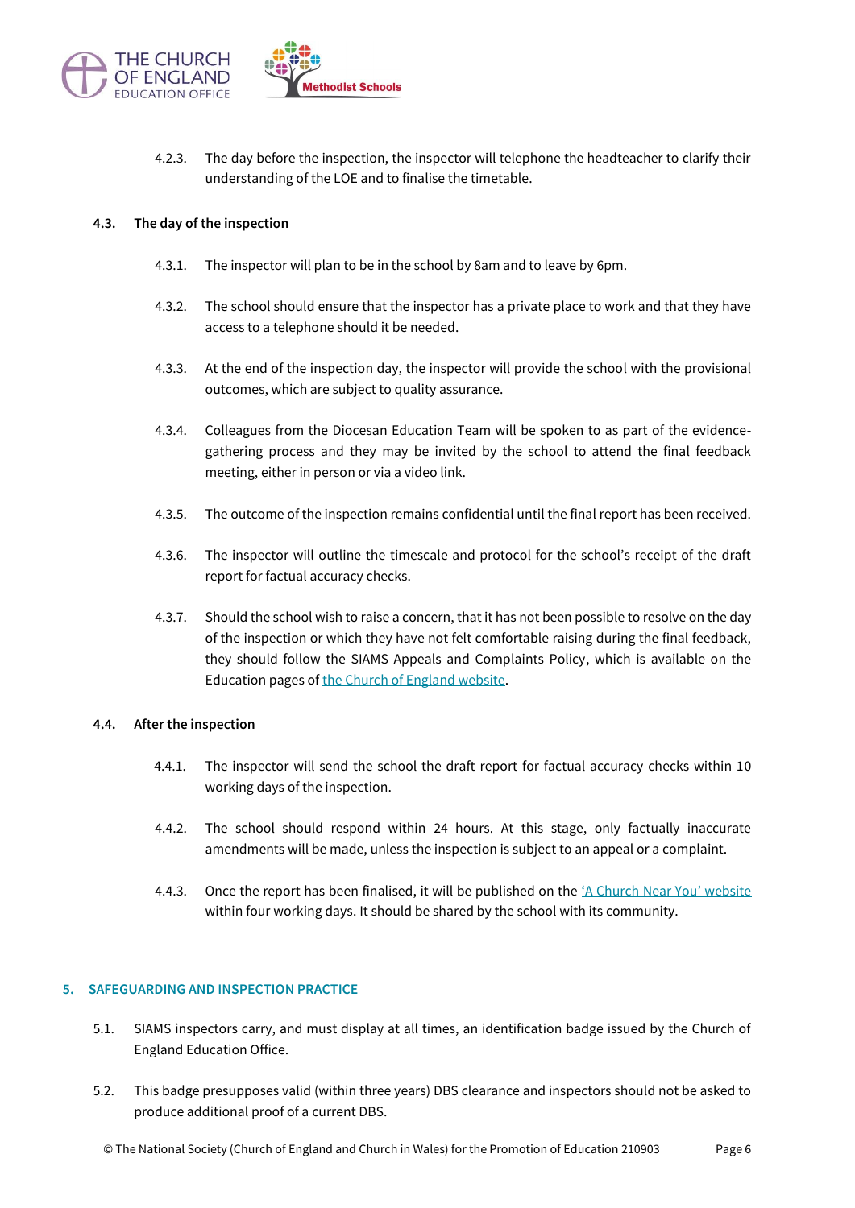4.2.3. The day before the inspection, the inspector will telephone the headteacher to clarify their understanding of the LOE and to finalise the timetable.

### 4.3. The day of the inspection

4.3.1. The inspector will plan to be in the school by 8am and to leave by 6pm.

4.3.2. The school should ensure that the inspector has a private place to work and that they have access to a telephone should it be needed.

4.3.3. At the end of the inspection day, the inspector will provide the school with the provisional outcomes, which are subject to quality assurance.

4.3.4. Colleagues from the Diocesan Education Team will be spoken to as part of the evidence-gathering process and they may be invited by the school to attend the final feedback meeting, either in person or via a video link.

4.3.5. The outcome of the inspection remains confidential until the final report has been received.

4.3.6. The inspector will outline the timescale and protocol for the school's receipt of the draft report for factual accuracy checks.

4.3.7. Should the school wish to raise a concern, that it has not been possible to resolve on the day of the inspection or which they have not felt comfortable raising during the final feedback, they should follow the SIAMS Appeals and Complaints Policy, which is available on the Education pages of [the Church of England website].

### 4.4. After the inspection

4.4.1. The inspector will send the school the draft report for factual accuracy checks within 10 working days of the inspection.

4.4.2. The school should respond within 24 hours. At this stage, only factually inaccurate amendments will be made, unless the inspection is subject to an appeal or a complaint.

4.4.3. Once the report has been finalised, it will be published on the ['A Church Near You' website] within four working days. It should be shared by the school with its community.

## 5. SAFEGUARDING AND INSPECTION PRACTICE

5.1. SIAMS inspectors carry, and must display at all times, an identification badge issued by the Church of England Education Office.

5.2. This badge presupposes valid (within three years) DBS clearance and inspectors should not be asked to produce additional proof of a current DBS.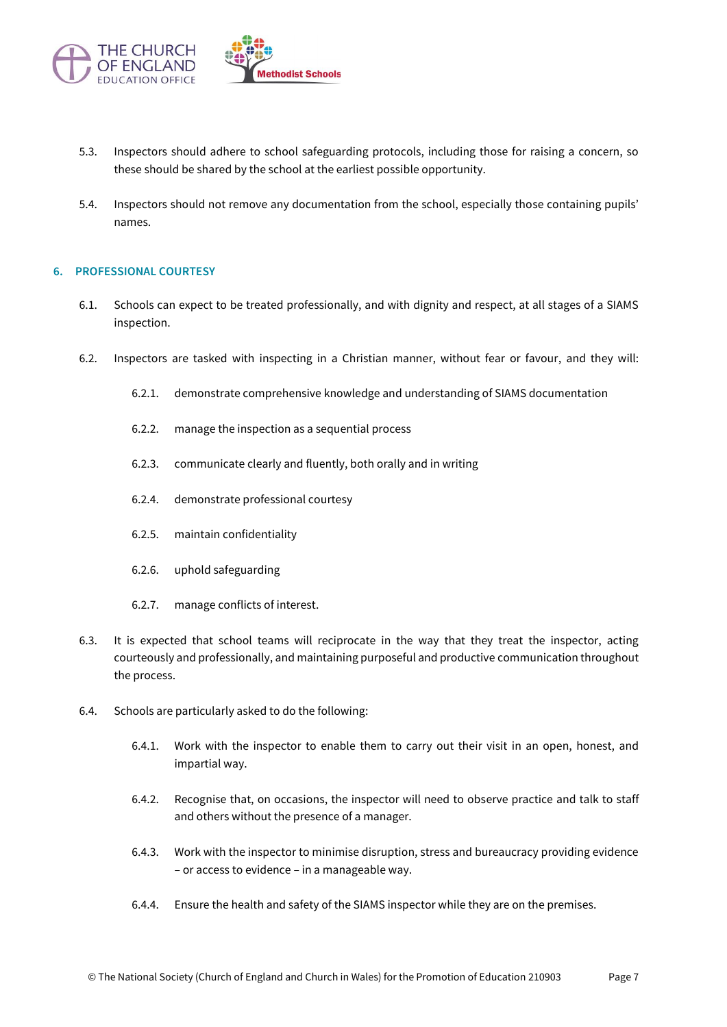5.3. Inspectors should adhere to school safeguarding protocols, including those for raising a concern, so these should be shared by the school at the earliest possible opportunity.

5.4. Inspectors should not remove any documentation from the school, especially those containing pupils' names.

## 6. PROFESSIONAL COURTESY

6.1. Schools can expect to be treated professionally, and with dignity and respect, at all stages of a SIAMS inspection.

6.2. Inspectors are tasked with inspecting in a Christian manner, without fear or favour, and they will:

- 6.2.1. demonstrate comprehensive knowledge and understanding of SIAMS documentation
- 6.2.2. manage the inspection as a sequential process
- 6.2.3. communicate clearly and fluently, both orally and in writing
- 6.2.4. demonstrate professional courtesy
- 6.2.5. maintain confidentiality
- 6.2.6. uphold safeguarding
- 6.2.7. manage conflicts of interest.

6.3. It is expected that school teams will reciprocate in the way that they treat the inspector, acting courteously and professionally, and maintaining purposeful and productive communication throughout the process.

6.4. Schools are particularly asked to do the following:

- 6.4.1. Work with the inspector to enable them to carry out their visit in an open, honest, and impartial way.
- 6.4.2. Recognise that, on occasions, the inspector will need to observe practice and talk to staff and others without the presence of a manager.
- 6.4.3. Work with the inspector to minimise disruption, stress and bureaucracy providing evidence – or access to evidence – in a manageable way.
- 6.4.4. Ensure the health and safety of the SIAMS inspector while they are on the premises.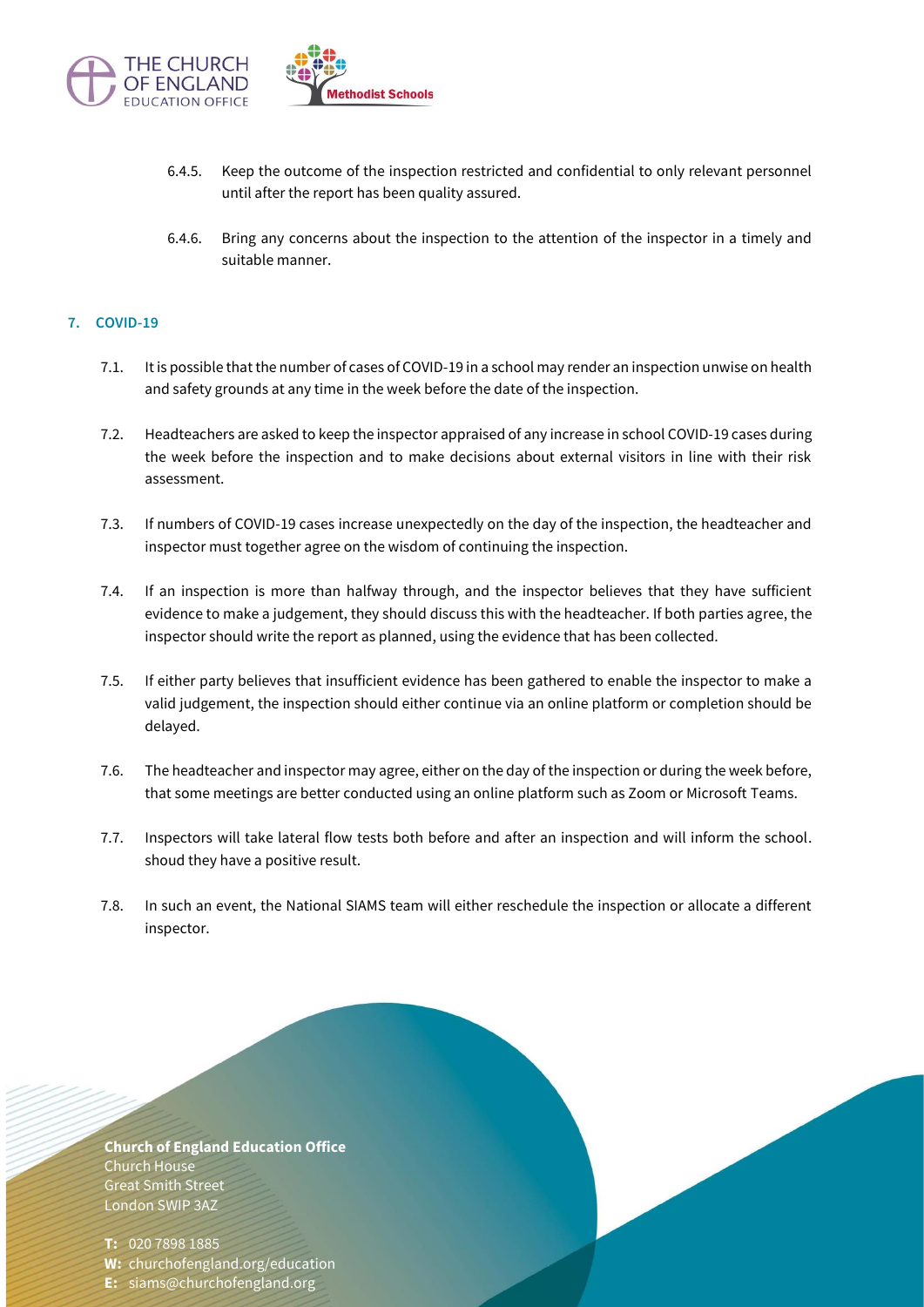6.4.5. Keep the outcome of the inspection restricted and confidential to only relevant personnel until after the report has been quality assured.

6.4.6. Bring any concerns about the inspection to the attention of the inspector in a timely and suitable manner.

## 7. COVID-19

7.1. It is possible that the number of cases of COVID-19 in a school may render an inspection unwise on health and safety grounds at any time in the week before the date of the inspection.

7.2. Headteachers are asked to keep the inspector appraised of any increase in school COVID-19 cases during the week before the inspection and to make decisions about external visitors in line with their risk assessment.

7.3. If numbers of COVID-19 cases increase unexpectedly on the day of the inspection, the headteacher and inspector must together agree on the wisdom of continuing the inspection.

7.4. If an inspection is more than halfway through, and the inspector believes that they have sufficient evidence to make a judgement, they should discuss this with the headteacher. If both parties agree, the inspector should write the report as planned, using the evidence that has been collected.

7.5. If either party believes that insufficient evidence has been gathered to enable the inspector to make a valid judgement, the inspection should either continue via an online platform or completion should be delayed.

7.6. The headteacher and inspector may agree, either on the day of the inspection or during the week before, that some meetings are better conducted using an online platform such as Zoom or Microsoft Teams.

7.7. Inspectors will take lateral flow tests both before and after an inspection and will inform the school. shoud they have a positive result.

7.8. In such an event, the National SIAMS team will either reschedule the inspection or allocate a different inspector.

**Church of England Education Office**
Church House
Great Smith Street
London SWIP 3AZ

**T:** 020 7898 1885
**W:** churchofengland.org/education
**E:** siams@churchofengland.org